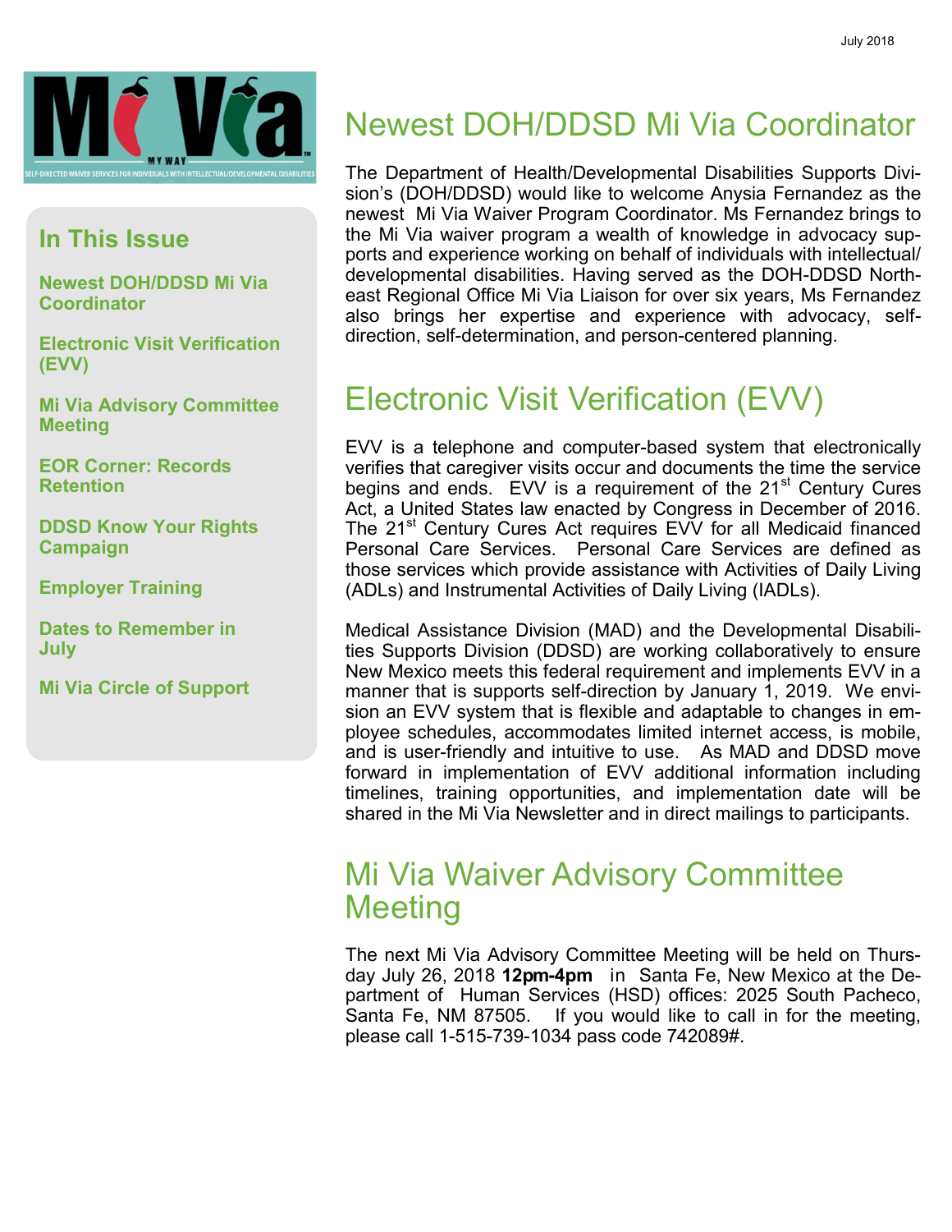July 2018

**In This Issue**

- Newest DOH/DDSD Mi Via Coordinator
- Electronic Visit Verification (EVV)
- Mi Via Advisory Committee Meeting
- EOR Corner: Records Retention
- DDSD Know Your Rights Campaign
- Employer Training
- Dates to Remember in July
- Mi Via Circle of Support

# Newest DOH/DDSD Mi Via Coordinator

The Department of Health/Developmental Disabilities Supports Division's (DOH/DDSD) would like to welcome Anysia Fernandez as the newest Mi Via Waiver Program Coordinator. Ms Fernandez brings to the Mi Via waiver program a wealth of knowledge in advocacy supports and experience working on behalf of individuals with intellectual/ developmental disabilities. Having served as the DOH-DDSD Northeast Regional Office Mi Via Liaison for over six years, Ms Fernandez also brings her expertise and experience with advocacy, self-direction, self-determination, and person-centered planning.

# Electronic Visit Verification (EVV)

EVV is a telephone and computer-based system that electronically verifies that caregiver visits occur and documents the time the service begins and ends. EVV is a requirement of the 21st Century Cures Act, a United States law enacted by Congress in December of 2016. The 21st Century Cures Act requires EVV for all Medicaid financed Personal Care Services. Personal Care Services are defined as those services which provide assistance with Activities of Daily Living (ADLs) and Instrumental Activities of Daily Living (IADLs).

Medical Assistance Division (MAD) and the Developmental Disabilities Supports Division (DDSD) are working collaboratively to ensure New Mexico meets this federal requirement and implements EVV in a manner that is supports self-direction by January 1, 2019. We envision an EVV system that is flexible and adaptable to changes in employee schedules, accommodates limited internet access, is mobile, and is user-friendly and intuitive to use. As MAD and DDSD move forward in implementation of EVV additional information including timelines, training opportunities, and implementation date will be shared in the Mi Via Newsletter and in direct mailings to participants.

# Mi Via Waiver Advisory Committee Meeting

The next Mi Via Advisory Committee Meeting will be held on Thursday July 26, 2018 **12pm-4pm** in Santa Fe, New Mexico at the Department of Human Services (HSD) offices: 2025 South Pacheco, Santa Fe, NM 87505. If you would like to call in for the meeting, please call 1-515-739-1034 pass code 742089#.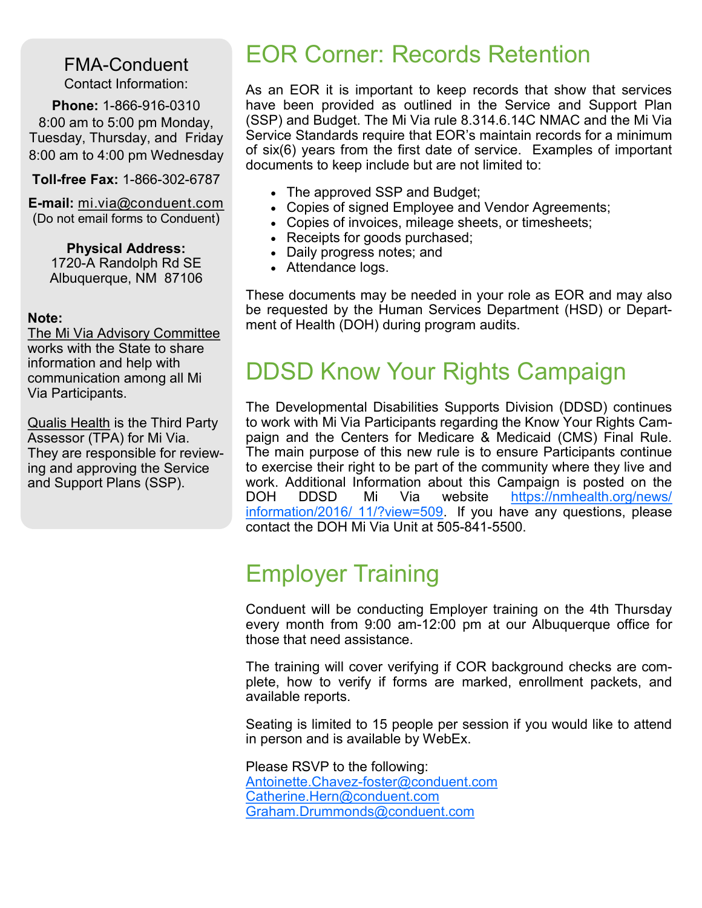## FMA-Conduent

Contact Information:

**Phone:** 1-866-916-0310
8:00 am to 5:00 pm Monday, Tuesday, Thursday, and Friday
8:00 am to 4:00 pm Wednesday

**Toll-free Fax:** 1-866-302-6787

**E-mail:** mi.via@conduent.com
(Do not email forms to Conduent)

**Physical Address:**
1720-A Randolph Rd SE
Albuquerque, NM 87106

**Note:**
The Mi Via Advisory Committee works with the State to share information and help with communication among all Mi Via Participants.

Qualis Health is the Third Party Assessor (TPA) for Mi Via. They are responsible for reviewing and approving the Service and Support Plans (SSP).

# EOR Corner: Records Retention

As an EOR it is important to keep records that show that services have been provided as outlined in the Service and Support Plan (SSP) and Budget. The Mi Via rule 8.314.6.14C NMAC and the Mi Via Service Standards require that EOR's maintain records for a minimum of six(6) years from the first date of service. Examples of important documents to keep include but are not limited to:

- The approved SSP and Budget;
- Copies of signed Employee and Vendor Agreements;
- Copies of invoices, mileage sheets, or timesheets;
- Receipts for goods purchased;
- Daily progress notes; and
- Attendance logs.

These documents may be needed in your role as EOR and may also be requested by the Human Services Department (HSD) or Department of Health (DOH) during program audits.

# DDSD Know Your Rights Campaign

The Developmental Disabilities Supports Division (DDSD) continues to work with Mi Via Participants regarding the Know Your Rights Campaign and the Centers for Medicare & Medicaid (CMS) Final Rule. The main purpose of this new rule is to ensure Participants continue to exercise their right to be part of the community where they live and work. Additional Information about this Campaign is posted on the DOH DDSD Mi Via website https://nmhealth.org/news/information/2016/11/?view=509. If you have any questions, please contact the DOH Mi Via Unit at 505-841-5500.

# Employer Training

Conduent will be conducting Employer training on the 4th Thursday every month from 9:00 am-12:00 pm at our Albuquerque office for those that need assistance.

The training will cover verifying if COR background checks are complete, how to verify if forms are marked, enrollment packets, and available reports.

Seating is limited to 15 people per session if you would like to attend in person and is available by WebEx.

Please RSVP to the following:
Antoinette.Chavez-foster@conduent.com
Catherine.Hern@conduent.com
Graham.Drummonds@conduent.com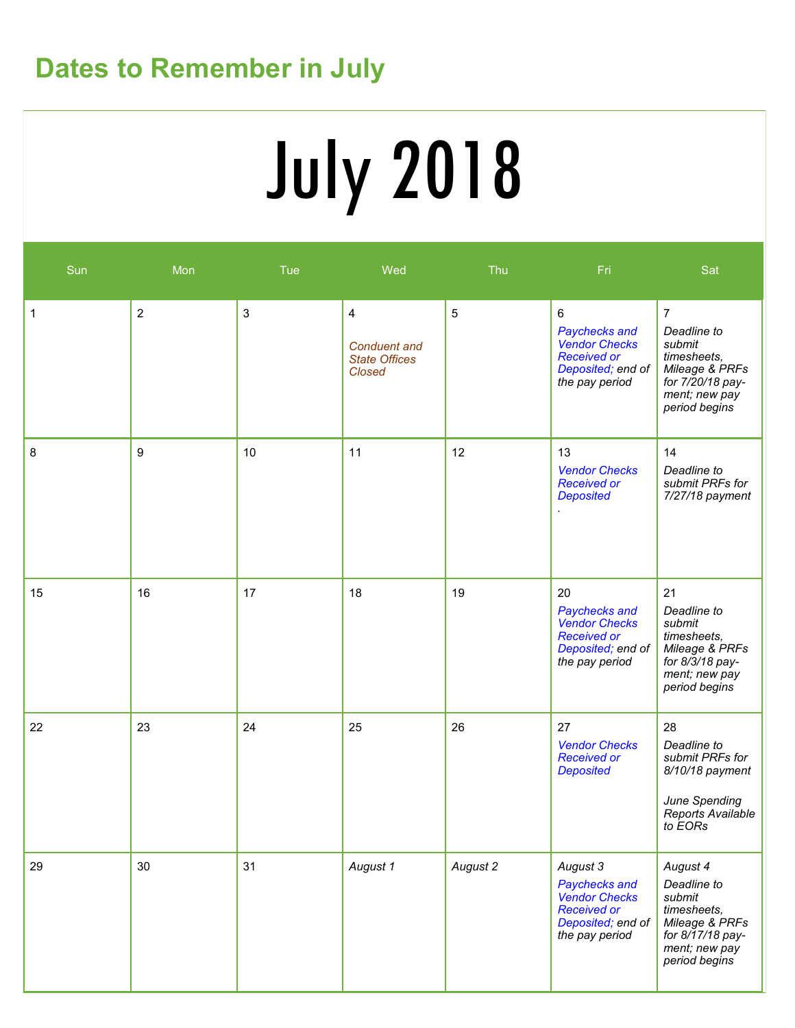## Dates to Remember in July

# July 2018

| Sun | Mon | Tue | Wed | Thu | Fri | Sat |
|---|---|---|---|---|---|---|
| 1 | 2 | 3 | 4 *Conduent and State Offices Closed* | 5 | 6 *Paychecks and Vendor Checks Received or Deposited; end of the pay period* | 7 *Deadline to submit timesheets, Mileage & PRFs for 7/20/18 payment; new pay period begins* |
| 8 | 9 | 10 | 11 | 12 | 13 *Vendor Checks Received or Deposited* . | 14 *Deadline to submit PRFs for 7/27/18 payment* |
| 15 | 16 | 17 | 18 | 19 | 20 *Paychecks and Vendor Checks Received or Deposited; end of the pay period* | 21 *Deadline to submit timesheets, Mileage & PRFs for 8/3/18 payment; new pay period begins* |
| 22 | 23 | 24 | 25 | 26 | 27 *Vendor Checks Received or Deposited* | 28 *Deadline to submit PRFs for 8/10/18 payment* <br><br> *June Spending Reports Available to EORs* |
| 29 | 30 | 31 | *August 1* | *August 2* | *August 3* *Paychecks and Vendor Checks Received or Deposited; end of the pay period* | *August 4* *Deadline to submit timesheets, Mileage & PRFs for 8/17/18 payment; new pay period begins* |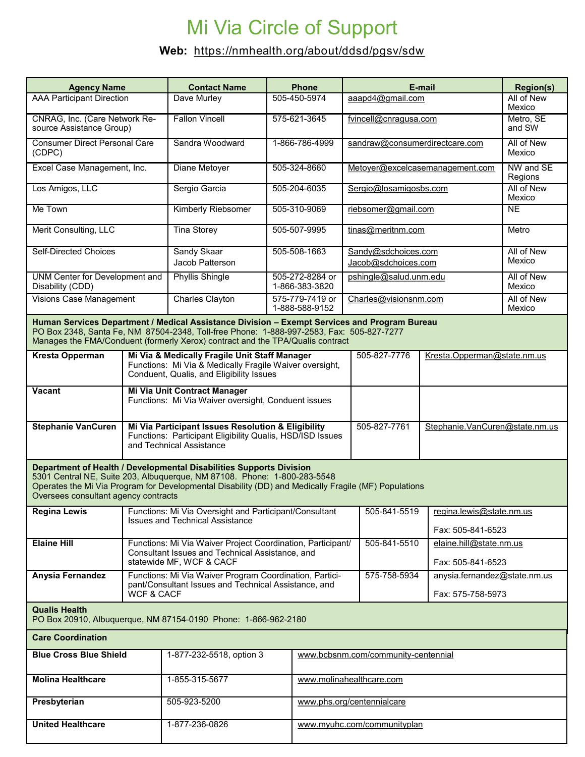# Mi Via Circle of Support

**Web:** https://nmhealth.org/about/ddsd/pgsv/sdw

| Agency Name | Contact Name | Phone | E-mail | Region(s) |
|---|---|---|---|---|
| AAA Participant Direction | Dave Murley | 505-450-5974 | aaapd4@gmail.com | All of New Mexico |
| CNRAG, Inc. (Care Network Resource Assistance Group) | Fallon Vincell | 575-621-3645 | fvincell@cnragusa.com | Metro, SE and SW |
| Consumer Direct Personal Care (CDPC) | Sandra Woodward | 1-866-786-4999 | sandraw@consumerdirectcare.com | All of New Mexico |
| Excel Case Management, Inc. | Diane Metoyer | 505-324-8660 | Metoyer@excelcasemanagement.com | NW and SE Regions |
| Los Amigos, LLC | Sergio Garcia | 505-204-6035 | Sergio@losamigosbs.com | All of New Mexico |
| Me Town | Kimberly Riebsomer | 505-310-9069 | riebsomer@gmail.com | NE |
| Merit Consulting, LLC | Tina Storey | 505-507-9995 | tinas@meritnm.com | Metro |
| Self-Directed Choices | Sandy Skaar<br>Jacob Patterson | 505-508-1663 | Sandy@sdchoices.com<br>Jacob@sdchoices.com | All of New Mexico |
| UNM Center for Development and Disability (CDD) | Phyllis Shingle | 505-272-8284 or 1-866-383-3820 | pshingle@salud.unm.edu | All of New Mexico |
| Visions Case Management | Charles Clayton | 575-779-7419 or 1-888-588-9152 | Charles@visionsnm.com | All of New Mexico |

**Human Services Department / Medical Assistance Division – Exempt Services and Program Bureau**
PO Box 2348, Santa Fe, NM 87504-2348, Toll-free Phone: 1-888-997-2583, Fax: 505-827-7277
Manages the FMA/Conduent (formerly Xerox) contract and the TPA/Qualis contract

| | | | |
|---|---|---|---|
| **Kresta Opperman** | **Mi Via & Medically Fragile Unit Staff Manager**<br>Functions: Mi Via & Medically Fragile Waiver oversight, Conduent, Qualis, and Eligibility Issues | 505-827-7776 | Kresta.Opperman@state.nm.us |
| **Vacant** | **Mi Via Unit Contract Manager**<br>Functions: Mi Via Waiver oversight, Conduent issues | | |
| **Stephanie VanCuren** | **Mi Via Participant Issues Resolution & Eligibility**<br>Functions: Participant Eligibility Qualis, HSD/ISD Issues and Technical Assistance | 505-827-7761 | Stephanie.VanCuren@state.nm.us |

**Department of Health / Developmental Disabilities Supports Division**
5301 Central NE, Suite 203, Albuquerque, NM 87108. Phone: 1-800-283-5548
Operates the Mi Via Program for Developmental Disability (DD) and Medically Fragile (MF) Populations
Oversees consultant agency contracts

| | | | |
|---|---|---|---|
| **Regina Lewis** | Functions: Mi Via Oversight and Participant/Consultant Issues and Technical Assistance | 505-841-5519 | regina.lewis@state.nm.us<br>Fax: 505-841-6523 |
| **Elaine Hill** | Functions: Mi Via Waiver Project Coordination, Participant/Consultant Issues and Technical Assistance, and statewide MF, WCF & CACF | 505-841-5510 | elaine.hill@state.nm.us<br>Fax: 505-841-6523 |
| **Anysia Fernandez** | Functions: Mi Via Waiver Program Coordination, Participant/Consultant Issues and Technical Assistance, and WCF & CACF | 575-758-5934 | anysia.fernandez@state.nm.us<br>Fax: 575-758-5973 |

**Qualis Health**
PO Box 20910, Albuquerque, NM 87154-0190 Phone: 1-866-962-2180

**Care Coordination**

| | | |
|---|---|---|
| **Blue Cross Blue Shield** | 1-877-232-5518, option 3 | www.bcbsnm.com/community-centennial |
| **Molina Healthcare** | 1-855-315-5677 | www.molinahealthcare.com |
| **Presbyterian** | 505-923-5200 | www.phs.org/centennialcare |
| **United Healthcare** | 1-877-236-0826 | www.myuhc.com/communityplan |